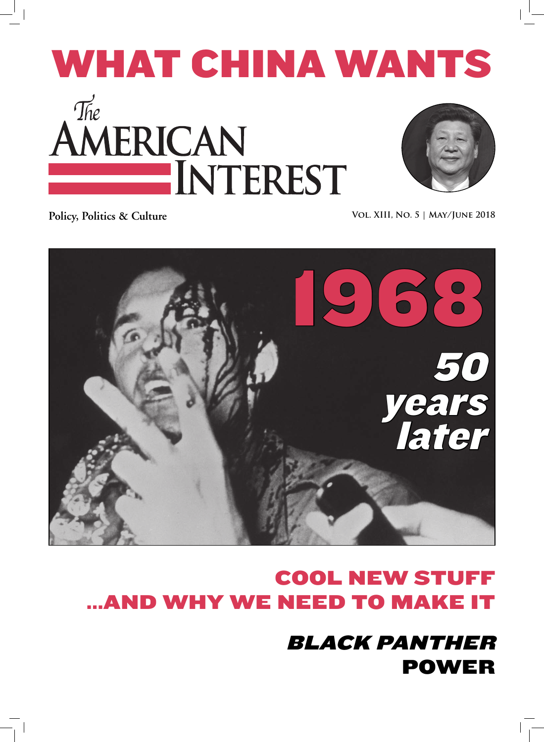# WHAT CHINA WANTS

# The AMERICAN INTEREST

**Policy, Politics & Culture**

**Vol. XIII, No. 5 | May/June 2018**

## 1968

### *50 years later*

## COOL NEW STUFF ...AND WHY WE NEED TO MAKE IT

## *BLACK PANTHER* POWER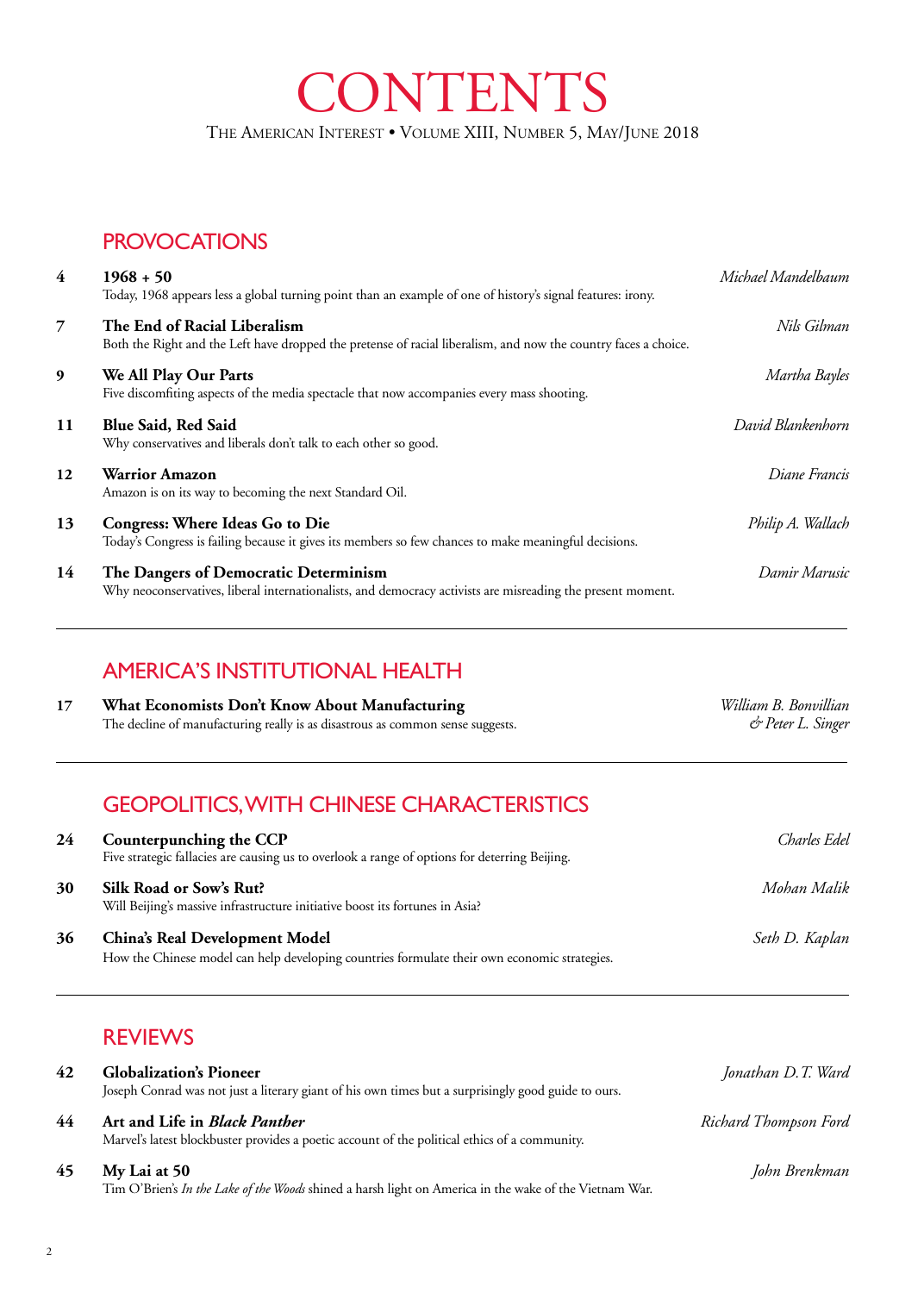# CONTENTS

The American Interest • Volume XIII, Number 5, May/June 2018

## PROVOCATIONS

**4** **1968 + 50** — *Michael Mandelbaum*
Today, 1968 appears less a global turning point than an example of one of history's signal features: irony.

**7** **The End of Racial Liberalism** — *Nils Gilman*
Both the Right and the Left have dropped the pretense of racial liberalism, and now the country faces a choice.

**9** **We All Play Our Parts** — *Martha Bayles*
Five discomfiting aspects of the media spectacle that now accompanies every mass shooting.

**11** **Blue Said, Red Said** — *David Blankenhorn*
Why conservatives and liberals don't talk to each other so good.

**12** **Warrior Amazon** — *Diane Francis*
Amazon is on its way to becoming the next Standard Oil.

**13** **Congress: Where Ideas Go to Die** — *Philip A. Wallach*
Today's Congress is failing because it gives its members so few chances to make meaningful decisions.

**14** **The Dangers of Democratic Determinism** — *Damir Marusic*
Why neoconservatives, liberal internationalists, and democracy activists are misreading the present moment.

## AMERICA'S INSTITUTIONAL HEALTH

**17** **What Economists Don't Know About Manufacturing** — *William B. Bonvillian & Peter L. Singer*
The decline of manufacturing really is as disastrous as common sense suggests.

## GEOPOLITICS, WITH CHINESE CHARACTERISTICS

**24** **Counterpunching the CCP** — *Charles Edel*
Five strategic fallacies are causing us to overlook a range of options for deterring Beijing.

**30** **Silk Road or Sow's Rut?** — *Mohan Malik*
Will Beijing's massive infrastructure initiative boost its fortunes in Asia?

**36** **China's Real Development Model** — *Seth D. Kaplan*
How the Chinese model can help developing countries formulate their own economic strategies.

## REVIEWS

**42** **Globalization's Pioneer** — *Jonathan D.T. Ward*
Joseph Conrad was not just a literary giant of his own times but a surprisingly good guide to ours.

**44** **Art and Life in *Black Panther*** — *Richard Thompson Ford*
Marvel's latest blockbuster provides a poetic account of the political ethics of a community.

**45** **My Lai at 50** — *John Brenkman*
Tim O'Brien's *In the Lake of the Woods* shined a harsh light on America in the wake of the Vietnam War.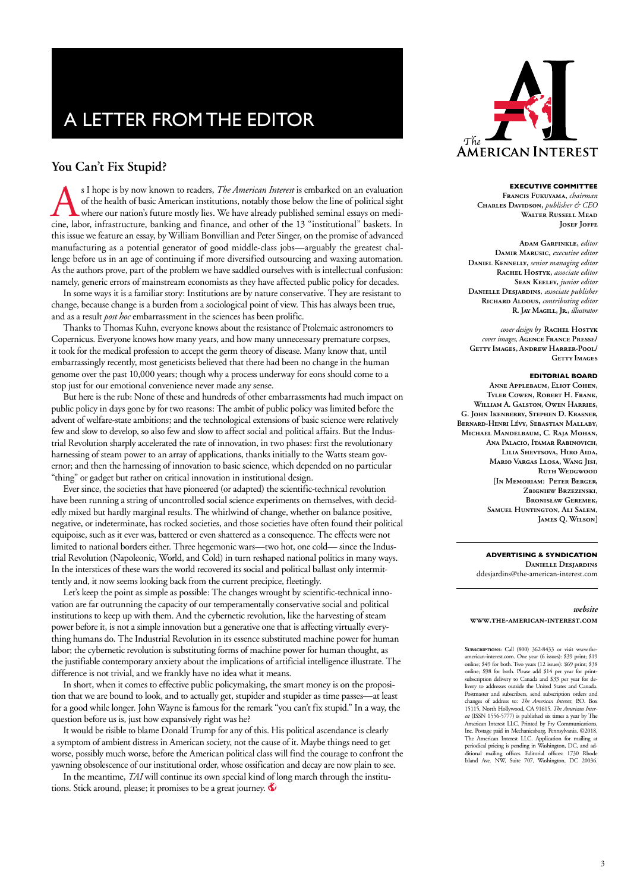# A LETTER FROM THE EDITOR

## You Can't Fix Stupid?

As I hope is by now known to readers, *The American Interest* is embarked on an evaluation of the health of basic American institutions, notably those below the line of political sight where our nation's future mostly lies. We have already published seminal essays on medicine, labor, infrastructure, banking and finance, and other of the 13 "institutional" baskets. In this issue we feature an essay, by William Bonvillian and Peter Singer, on the promise of advanced manufacturing as a potential generator of good middle-class jobs—arguably the greatest challenge before us in an age of continuing if more diversified outsourcing and waxing automation. As the authors prove, part of the problem we have saddled ourselves with is intellectual confusion: namely, generic errors of mainstream economists as they have affected public policy for decades.

In some ways it is a familiar story: Institutions are by nature conservative. They are resistant to change, because change is a burden from a sociological point of view. This has always been true, and as a result *post hoc* embarrassment in the sciences has been prolific.

Thanks to Thomas Kuhn, everyone knows about the resistance of Ptolemaic astronomers to Copernicus. Everyone knows how many years, and how many unnecessary premature corpses, it took for the medical profession to accept the germ theory of disease. Many know that, until embarrassingly recently, most geneticists believed that there had been no change in the human genome over the past 10,000 years; though why a process underway for eons should come to a stop just for our emotional convenience never made any sense.

But here is the rub: None of these and hundreds of other embarrassments had much impact on public policy in days gone by for two reasons: The ambit of public policy was limited before the advent of welfare-state ambitions; and the technological extensions of basic science were relatively few and slow to develop, so also few and slow to affect social and political affairs. But the Industrial Revolution sharply accelerated the rate of innovation, in two phases: first the revolutionary harnessing of steam power to an array of applications, thanks initially to the Watts steam governor; and then the harnessing of innovation to basic science, which depended on no particular "thing" or gadget but rather on critical innovation in institutional design.

Ever since, the societies that have pioneered (or adapted) the scientific-technical revolution have been running a string of uncontrolled social science experiments on themselves, with decidedly mixed but hardly marginal results. The whirlwind of change, whether on balance positive, negative, or indeterminate, has rocked societies, and those societies have often found their political equipoise, such as it ever was, battered or even shattered as a consequence. The effects were not limited to national borders either. Three hegemonic wars—two hot, one cold— since the Industrial Revolution (Napoleonic, World, and Cold) in turn reshaped national politics in many ways. In the interstices of these wars the world recovered its social and political ballast only intermittently and, it now seems looking back from the current precipice, fleetingly.

Let's keep the point as simple as possible: The changes wrought by scientific-technical innovation are far outrunning the capacity of our temperamentally conservative social and political institutions to keep up with them. And the cybernetic revolution, like the harvesting of steam power before it, is not a simple innovation but a generative one that is affecting virtually everything humans do. The Industrial Revolution in its essence substituted machine power for human labor; the cybernetic revolution is substituting forms of machine power for human thought, as the justifiable contemporary anxiety about the implications of artificial intelligence illustrate. The difference is not trivial, and we frankly have no idea what it means.

In short, when it comes to effective public policymaking, the smart money is on the proposition that we are bound to look, and to actually get, stupider and stupider as time passes—at least for a good while longer. John Wayne is famous for the remark "you can't fix stupid." In a way, the question before us is, just how expansively right was he?

It would be risible to blame Donald Trump for any of this. His political ascendance is clearly a symptom of ambient distress in American society, not the cause of it. Maybe things need to get worse, possibly much worse, before the American political class will find the courage to confront the yawning obsolescence of our institutional order, whose ossification and decay are now plain to see.

In the meantime, *TAI* will continue its own special kind of long march through the institutions. Stick around, please; it promises to be a great journey.

*The* **American Interest**

**EXECUTIVE COMMITTEE**
Francis Fukuyama, *chairman*
Charles Davidson, *publisher & CEO*
Walter Russell Mead
Josef Joffe

Adam Garfinkle, *editor*
Damir Marusic, *executive editor*
Daniel Kennelly, *senior managing editor*
Rachel Hostyk, *associate editor*
Sean Keeley, *junior editor*
Danielle Desjardins, *associate publisher*
Richard Aldous, *contributing editor*
R. Jay Magill, Jr., *illustrator*

*cover design by* Rachel Hostyk
*cover images,* Agence France Presse/ Getty Images, Andrew Harrer-Pool/ Getty Images

**EDITORIAL BOARD**
Anne Applebaum, Eliot Cohen, Tyler Cowen, Robert H. Frank, William A. Galston, Owen Harries, G. John Ikenberry, Stephen D. Krasner, Bernard-Henri Lévy, Sebastian Mallaby, Michael Mandelbaum, C. Raja Mohan, Ana Palacio, Itamar Rabinovich, Lilia Shevtsova, Hiro Aida, Mario Vargas Llosa, Wang Jisi, Ruth Wedgwood
[In Memoriam: Peter Berger, Zbigniew Brzezinski, Bronisław Geremek, Samuel Huntington, Ali Salem, James Q. Wilson]

**ADVERTISING & SYNDICATION**
Danielle Desjardins
ddesjardins@the-american-interest.com

*website*
www.the-american-interest.com

Subscriptions: Call (800) 362-8433 or visit www.the-american-interest.com. One year (6 issues): $39 print; $19 online; $49 for both. Two years (12 issues): $69 print; $38 online; $98 for both. Please add $14 per year for print-subscription delivery to Canada and $33 per year for delivery to addresses outside the United States and Canada. Postmaster and subscribers, send subscription orders and changes of address to: *The American Interest*, P.O. Box 15115, North Hollywood, CA 91615. *The American Interest* (ISSN 1556-5777) is published six times a year by The American Interest LLC. Printed by Fry Communications, Inc. Postage paid in Mechanicsburg, Pennsylvania. ©2018, The American Interest LLC. Application for mailing at periodical pricing is pending in Washington, DC, and additional mailing offices. Editorial offices: 1730 Rhode Island Ave. NW, Suite 707, Washington, DC 20036.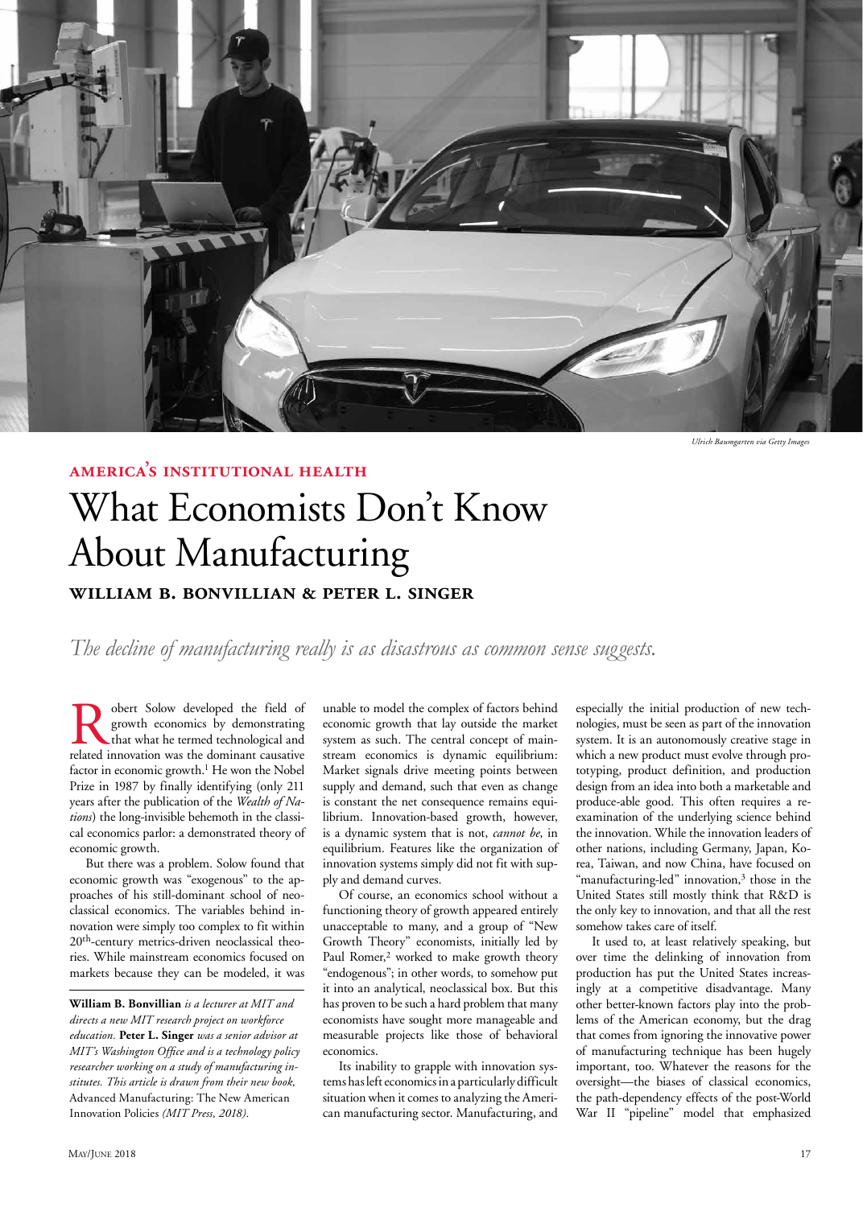*Ulrich Baumgarten via Getty Images*

**AMERICA'S INSTITUTIONAL HEALTH**

# What Economists Don't Know About Manufacturing

**WILLIAM B. BONVILLIAN & PETER L. SINGER**

*The decline of manufacturing really is as disastrous as common sense suggests.*

Robert Solow developed the field of growth economics by demonstrating that what he termed technological and related innovation was the dominant causative factor in economic growth.[1] He won the Nobel Prize in 1987 by finally identifying (only 211 years after the publication of the *Wealth of Nations*) the long-invisible behemoth in the classical economics parlor: a demonstrated theory of economic growth.

But there was a problem. Solow found that economic growth was "exogenous" to the approaches of his still-dominant school of neoclassical economics. The variables behind innovation were simply too complex to fit within 20th-century metrics-driven neoclassical theories. While mainstream economics focused on markets because they can be modeled, it was unable to model the complex of factors behind economic growth that lay outside the market system as such. The central concept of mainstream economics is dynamic equilibrium: Market signals drive meeting points between supply and demand, such that even as change is constant the net consequence remains equilibrium. Innovation-based growth, however, is a dynamic system that is not, *cannot be*, in equilibrium. Features like the organization of innovation systems simply did not fit with supply and demand curves.

Of course, an economics school without a functioning theory of growth appeared entirely unacceptable to many, and a group of "New Growth Theory" economists, initially led by Paul Romer,[2] worked to make growth theory "endogenous"; in other words, to somehow put it into an analytical, neoclassical box. But this has proven to be such a hard problem that many economists have sought more manageable and measurable projects like those of behavioral economics.

Its inability to grapple with innovation systems has left economics in a particularly difficult situation when it comes to analyzing the American manufacturing sector. Manufacturing, and especially the initial production of new technologies, must be seen as part of the innovation system. It is an autonomously creative stage in which a new product must evolve through prototyping, product definition, and production design from an idea into both a marketable and produce-able good. This often requires a re-examination of the underlying science behind the innovation. While the innovation leaders of other nations, including Germany, Japan, Korea, Taiwan, and now China, have focused on "manufacturing-led" innovation,[3] those in the United States still mostly think that R&D is the only key to innovation, and that all the rest somehow takes care of itself.

It used to, at least relatively speaking, but over time the delinking of innovation from production has put the United States increasingly at a competitive disadvantage. Many other better-known factors play into the problems of the American economy, but the drag that comes from ignoring the innovative power of manufacturing technique has been hugely important, too. Whatever the reasons for the oversight—the biases of classical economics, the path-dependency effects of the post-World War II "pipeline" model that emphasized

---

**William B. Bonvillian** *is a lecturer at MIT and directs a new MIT research project on workforce education.* **Peter L. Singer** *was a senior advisor at MIT's Washington Office and is a technology policy researcher working on a study of manufacturing institutes. This article is drawn from their new book,* Advanced Manufacturing: The New American Innovation Policies *(MIT Press, 2018).*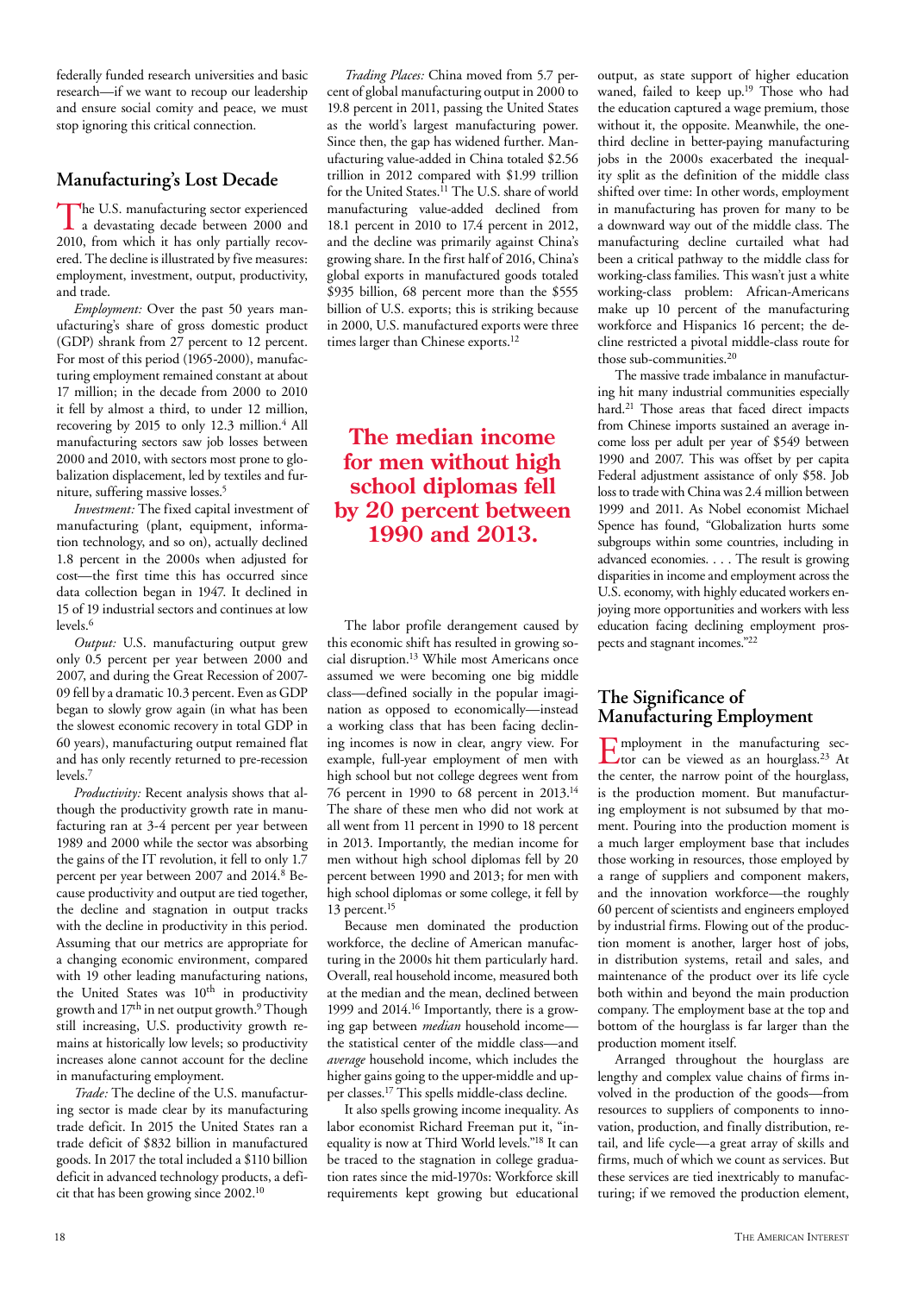federally funded research universities and basic research—if we want to recoup our leadership and ensure social comity and peace, we must stop ignoring this critical connection.

## Manufacturing's Lost Decade

The U.S. manufacturing sector experienced a devastating decade between 2000 and 2010, from which it has only partially recovered. The decline is illustrated by five measures: employment, investment, output, productivity, and trade.

*Employment:* Over the past 50 years manufacturing's share of gross domestic product (GDP) shrank from 27 percent to 12 percent. For most of this period (1965-2000), manufacturing employment remained constant at about 17 million; in the decade from 2000 to 2010 it fell by almost a third, to under 12 million, recovering by 2015 to only 12.3 million.[4] All manufacturing sectors saw job losses between 2000 and 2010, with sectors most prone to globalization displacement, led by textiles and furniture, suffering massive losses.[5]

*Investment:* The fixed capital investment of manufacturing (plant, equipment, information technology, and so on), actually declined 1.8 percent in the 2000s when adjusted for cost—the first time this has occurred since data collection began in 1947. It declined in 15 of 19 industrial sectors and continues at low levels.[6]

*Output:* U.S. manufacturing output grew only 0.5 percent per year between 2000 and 2007, and during the Great Recession of 2007-09 fell by a dramatic 10.3 percent. Even as GDP began to slowly grow again (in what has been the slowest economic recovery in total GDP in 60 years), manufacturing output remained flat and has only recently returned to pre-recession levels.[7]

*Productivity:* Recent analysis shows that although the productivity growth rate in manufacturing ran at 3-4 percent per year between 1989 and 2000 while the sector was absorbing the gains of the IT revolution, it fell to only 1.7 percent per year between 2007 and 2014.[8] Because productivity and output are tied together, the decline and stagnation in output tracks with the decline in productivity in this period. Assuming that our metrics are appropriate for a changing economic environment, compared with 19 other leading manufacturing nations, the United States was 10th in productivity growth and 17th in net output growth.[9] Though still increasing, U.S. productivity growth remains at historically low levels; so productivity increases alone cannot account for the decline in manufacturing employment.

*Trade:* The decline of the U.S. manufacturing sector is made clear by its manufacturing trade deficit. In 2015 the United States ran a trade deficit of $832 billion in manufactured goods. In 2017 the total included a $110 billion deficit in advanced technology products, a deficit that has been growing since 2002.[10]

*Trading Places:* China moved from 5.7 percent of global manufacturing output in 2000 to 19.8 percent in 2011, passing the United States as the world's largest manufacturing power. Since then, the gap has widened further. Manufacturing value-added in China totaled $2.56 trillion in 2012 compared with $1.99 trillion for the United States.[11] The U.S. share of world manufacturing value-added declined from 18.1 percent in 2010 to 17.4 percent in 2012, and the decline was primarily against China's growing share. In the first half of 2016, China's global exports in manufactured goods totaled $935 billion, 68 percent more than the $555 billion of U.S. exports; this is striking because in 2000, U.S. manufactured exports were three times larger than Chinese exports.[12]

**The median income for men without high school diplomas fell by 20 percent between 1990 and 2013.**

The labor profile derangement caused by this economic shift has resulted in growing social disruption.[13] While most Americans once assumed we were becoming one big middle class—defined socially in the popular imagination as opposed to economically—instead a working class that has been facing declining incomes is now in clear, angry view. For example, full-year employment of men with high school but not college degrees went from 76 percent in 1990 to 68 percent in 2013.[14] The share of these men who did not work at all went from 11 percent in 1990 to 18 percent in 2013. Importantly, the median income for men without high school diplomas fell by 20 percent between 1990 and 2013; for men with high school diplomas or some college, it fell by 13 percent.[15]

Because men dominated the production workforce, the decline of American manufacturing in the 2000s hit them particularly hard. Overall, real household income, measured both at the median and the mean, declined between 1999 and 2014.[16] Importantly, there is a growing gap between *median* household income—the statistical center of the middle class—and *average* household income, which includes the higher gains going to the upper-middle and upper classes.[17] This spells middle-class decline.

It also spells growing income inequality. As labor economist Richard Freeman put it, "inequality is now at Third World levels."[18] It can be traced to the stagnation in college graduation rates since the mid-1970s: Workforce skill requirements kept growing but educational output, as state support of higher education waned, failed to keep up.[19] Those who had the education captured a wage premium, those without it, the opposite. Meanwhile, the one-third decline in better-paying manufacturing jobs in the 2000s exacerbated the inequality split as the definition of the middle class shifted over time: In other words, employment in manufacturing has proven for many to be a downward way out of the middle class. The manufacturing decline curtailed what had been a critical pathway to the middle class for working-class families. This wasn't just a white working-class problem: African-Americans make up 10 percent of the manufacturing workforce and Hispanics 16 percent; the decline restricted a pivotal middle-class route for those sub-communities.[20]

The massive trade imbalance in manufacturing hit many industrial communities especially hard.[21] Those areas that faced direct impacts from Chinese imports sustained an average income loss per adult per year of $549 between 1990 and 2007. This was offset by per capita Federal adjustment assistance of only $58. Job loss to trade with China was 2.4 million between 1999 and 2011. As Nobel economist Michael Spence has found, "Globalization hurts some subgroups within some countries, including in advanced economies. . . . The result is growing disparities in income and employment across the U.S. economy, with highly educated workers enjoying more opportunities and workers with less education facing declining employment prospects and stagnant incomes."[22]

## The Significance of Manufacturing Employment

Employment in the manufacturing sector can be viewed as an hourglass.[23] At the center, the narrow point of the hourglass, is the production moment. But manufacturing employment is not subsumed by that moment. Pouring into the production moment is a much larger employment base that includes those working in resources, those employed by a range of suppliers and component makers, and the innovation workforce—the roughly 60 percent of scientists and engineers employed by industrial firms. Flowing out of the production moment is another, larger host of jobs, in distribution systems, retail and sales, and maintenance of the product over its life cycle both within and beyond the main production company. The employment base at the top and bottom of the hourglass is far larger than the production moment itself.

Arranged throughout the hourglass are lengthy and complex value chains of firms involved in the production of the goods—from resources to suppliers of components to innovation, production, and finally distribution, retail, and life cycle—a great array of skills and firms, much of which we count as services. But these services are tied inextricably to manufacturing; if we removed the production element,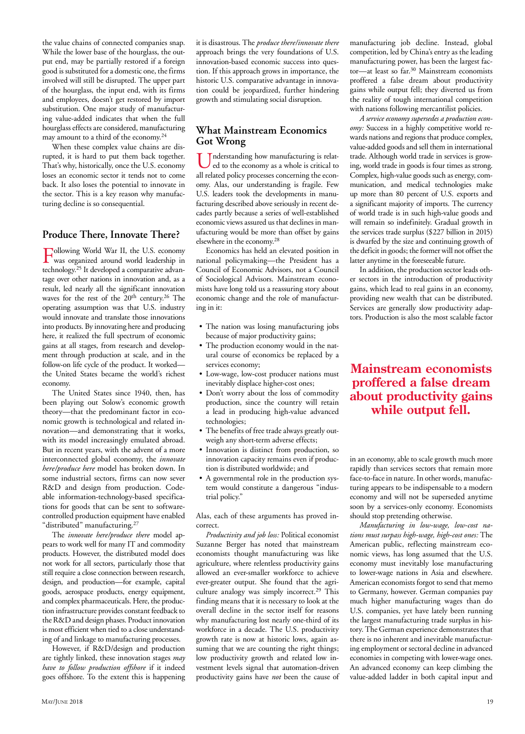the value chains of connected companies snap. While the lower base of the hourglass, the output end, may be partially restored if a foreign good is substituted for a domestic one, the firms involved will still be disrupted. The upper part of the hourglass, the input end, with its firms and employees, doesn't get restored by import substitution. One major study of manufacturing value-added indicates that when the full hourglass effects are considered, manufacturing may amount to a third of the economy.[24]

When these complex value chains are disrupted, it is hard to put them back together. That's why, historically, once the U.S. economy loses an economic sector it tends not to come back. It also loses the potential to innovate in the sector. This is a key reason why manufacturing decline is so consequential.

## Produce There, Innovate There?

Following World War II, the U.S. economy was organized around world leadership in technology.[25] It developed a comparative advantage over other nations in innovation and, as a result, led nearly all the significant innovation waves for the rest of the 20th century.[26] The operating assumption was that U.S. industry would innovate and translate those innovations into products. By innovating here and producing here, it realized the full spectrum of economic gains at all stages, from research and development through production at scale, and in the follow-on life cycle of the product. It worked—the United States became the world's richest economy.

The United States since 1940, then, has been playing out Solow's economic growth theory—that the predominant factor in economic growth is technological and related innovation—and demonstrating that it works, with its model increasingly emulated abroad. But in recent years, with the advent of a more interconnected global economy, the *innovate here/produce here* model has broken down. In some industrial sectors, firms can now sever R&D and design from production. Codeable information-technology-based specifications for goods that can be sent to software-controlled production equipment have enabled "distributed" manufacturing.[27]

The *innovate here/produce there* model appears to work well for many IT and commodity products. However, the distributed model does not work for all sectors, particularly those that still require a close connection between research, design, and production—for example, capital goods, aerospace products, energy equipment, and complex pharmaceuticals. Here, the production infrastructure provides constant feedback to the R&D and design phases. Product innovation is most efficient when tied to a close understanding of and linkage to manufacturing processes.

However, if R&D/design and production are tightly linked, these innovation stages *may have to follow production offshore* if it indeed goes offshore. To the extent this is happening it is disastrous. The *produce there/innovate there* approach brings the very foundations of U.S. innovation-based economic success into question. If this approach grows in importance, the historic U.S. comparative advantage in innovation could be jeopardized, further hindering growth and stimulating social disruption.

## What Mainstream Economics Got Wrong

Understanding how manufacturing is related to the economy as a whole is critical to all related policy processes concerning the economy. Alas, our understanding is fragile. Few U.S. leaders took the developments in manufacturing described above seriously in recent decades partly because a series of well-established economic views assured us that declines in manufacturing would be more than offset by gains elsewhere in the economy.[28]

Economics has held an elevated position in national policymaking—the President has a Council of Economic Advisors, not a Council of Sociological Advisors. Mainstream economists have long told us a reassuring story about economic change and the role of manufacturing in it:

- The nation was losing manufacturing jobs because of major productivity gains;
- The production economy would in the natural course of economics be replaced by a services economy;
- Low-wage, low-cost producer nations must inevitably displace higher-cost ones;
- Don't worry about the loss of commodity production, since the country will retain a lead in producing high-value advanced technologies;
- The benefits of free trade always greatly outweigh any short-term adverse effects;
- Innovation is distinct from production, so innovation capacity remains even if production is distributed worldwide; and
- A governmental role in the production system would constitute a dangerous "industrial policy."

Alas, each of these arguments has proved incorrect.

*Productivity and job loss:* Political economist Suzanne Berger has noted that mainstream economists thought manufacturing was like agriculture, where relentless productivity gains allowed an ever-smaller workforce to achieve ever-greater output. She found that the agriculture analogy was simply incorrect.[29] This finding means that it is necessary to look at the overall decline in the sector itself for reasons why manufacturing lost nearly one-third of its workforce in a decade. The U.S. productivity growth rate is now at historic lows, again assuming that we are counting the right things; low productivity growth and related low investment levels signal that automation-driven productivity gains have *not* been the cause of manufacturing job decline. Instead, global competition, led by China's entry as the leading manufacturing power, has been the largest factor—at least so far.[30] Mainstream economists proffered a false dream about productivity gains while output fell; they diverted us from the reality of tough international competition with nations following mercantilist policies.

*A service economy supersedes a production economy:* Success in a highly competitive world rewards nations and regions that produce complex, value-added goods and sell them in international trade. Although world trade in services is growing, world trade in goods is four times as strong. Complex, high-value goods such as energy, communication, and medical technologies make up more than 80 percent of U.S. exports and a significant majority of imports. The currency of world trade is in such high-value goods and will remain so indefinitely. Gradual growth in the services trade surplus ($227 billion in 2015) is dwarfed by the size and continuing growth of the deficit in goods; the former will not offset the latter anytime in the foreseeable future.

In addition, the production sector leads other sectors in the introduction of productivity gains, which lead to real gains in an economy, providing new wealth that can be distributed. Services are generally slow productivity adaptors. Production is also the most scalable factor in an economy, able to scale growth much more rapidly than services sectors that remain more face-to-face in nature. In other words, manufacturing appears to be indispensable to a modern economy and will not be superseded anytime soon by a services-only economy. Economists should stop pretending otherwise.

**Mainstream economists proffered a false dream about productivity gains while output fell.**

*Manufacturing in low-wage, low-cost nations must surpass high-wage, high-cost ones:* The American public, reflecting mainstream economic views, has long assumed that the U.S. economy must inevitably lose manufacturing to lower-wage nations in Asia and elsewhere. American economists forgot to send that memo to Germany, however. German companies pay much higher manufacturing wages than do U.S. companies, yet have lately been running the largest manufacturing trade surplus in history. The German experience demonstrates that there is no inherent and inevitable manufacturing employment or sectoral decline in advanced economies in competing with lower-wage ones. An advanced economy can keep climbing the value-added ladder in both capital input and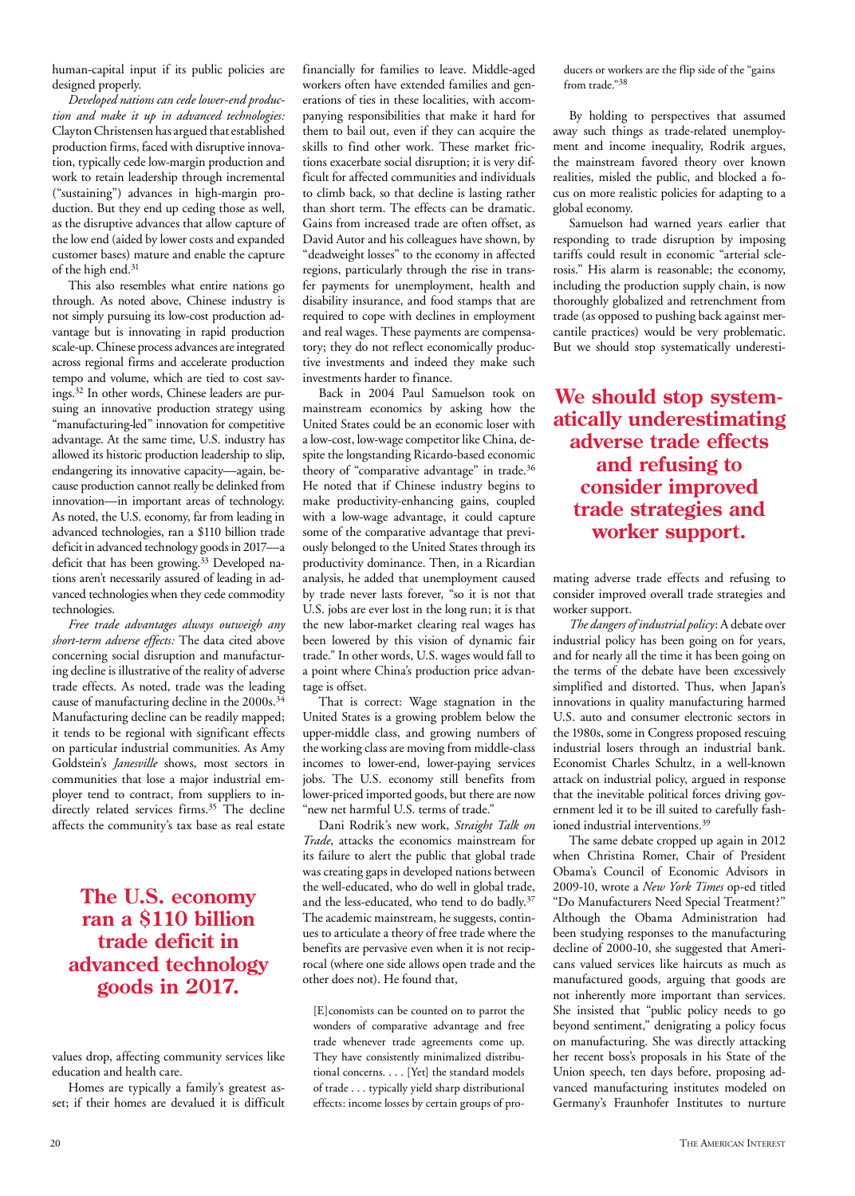human-capital input if its public policies are designed properly.

*Developed nations can cede lower-end production and make it up in advanced technologies:* Clayton Christensen has argued that established production firms, faced with disruptive innovation, typically cede low-margin production and work to retain leadership through incremental ("sustaining") advances in high-margin production. But they end up ceding those as well, as the disruptive advances that allow capture of the low end (aided by lower costs and expanded customer bases) mature and enable the capture of the high end.[31]

This also resembles what entire nations go through. As noted above, Chinese industry is not simply pursuing its low-cost production advantage but is innovating in rapid production scale-up. Chinese process advances are integrated across regional firms and accelerate production tempo and volume, which are tied to cost savings.[32] In other words, Chinese leaders are pursuing an innovative production strategy using "manufacturing-led" innovation for competitive advantage. At the same time, U.S. industry has allowed its historic production leadership to slip, endangering its innovative capacity—again, because production cannot really be delinked from innovation—in important areas of technology. As noted, the U.S. economy, far from leading in advanced technologies, ran a $110 billion trade deficit in advanced technology goods in 2017—a deficit that has been growing.[33] Developed nations aren't necessarily assured of leading in advanced technologies when they cede commodity technologies.

*Free trade advantages always outweigh any short-term adverse effects:* The data cited above concerning social disruption and manufacturing decline is illustrative of the reality of adverse trade effects. As noted, trade was the leading cause of manufacturing decline in the 2000s.[34] Manufacturing decline can be readily mapped; it tends to be regional with significant effects on particular industrial communities. As Amy Goldstein's *Janesville* shows, most sectors in communities that lose a major industrial employer tend to contract, from suppliers to indirectly related services firms.[35] The decline affects the community's tax base as real estate values drop, affecting community services like education and health care.

**The U.S. economy ran a $110 billion trade deficit in advanced technology goods in 2017.**

Homes are typically a family's greatest asset; if their homes are devalued it is difficult financially for families to leave. Middle-aged workers often have extended families and generations of ties in these localities, with accompanying responsibilities that make it hard for them to bail out, even if they can acquire the skills to find other work. These market frictions exacerbate social disruption; it is very difficult for affected communities and individuals to climb back, so that decline is lasting rather than short term. The effects can be dramatic. Gains from increased trade are often offset, as David Autor and his colleagues have shown, by "deadweight losses" to the economy in affected regions, particularly through the rise in transfer payments for unemployment, health and disability insurance, and food stamps that are required to cope with declines in employment and real wages. These payments are compensatory; they do not reflect economically productive investments and indeed they make such investments harder to finance.

Back in 2004 Paul Samuelson took on mainstream economics by asking how the United States could be an economic loser with a low-cost, low-wage competitor like China, despite the longstanding Ricardo-based economic theory of "comparative advantage" in trade.[36] He noted that if Chinese industry begins to make productivity-enhancing gains, coupled with a low-wage advantage, it could capture some of the comparative advantage that previously belonged to the United States through its productivity dominance. Then, in a Ricardian analysis, he added that unemployment caused by trade never lasts forever, "so it is not that U.S. jobs are ever lost in the long run; it is that the new labor-market clearing real wages has been lowered by this vision of dynamic fair trade." In other words, U.S. wages would fall to a point where China's production price advantage is offset.

That is correct: Wage stagnation in the United States is a growing problem below the upper-middle class, and growing numbers of the working class are moving from middle-class incomes to lower-end, lower-paying services jobs. The U.S. economy still benefits from lower-priced imported goods, but there are now "new net harmful U.S. terms of trade."

Dani Rodrik's new work, *Straight Talk on Trade*, attacks the economics mainstream for its failure to alert the public that global trade was creating gaps in developed nations between the well-educated, who do well in global trade, and the less-educated, who tend to do badly.[37] The academic mainstream, he suggests, continues to articulate a theory of free trade where the benefits are pervasive even when it is not reciprocal (where one side allows open trade and the other does not). He found that,

> [E]conomists can be counted on to parrot the wonders of comparative advantage and free trade whenever trade agreements come up. They have consistently minimalized distributional concerns. . . . [Yet] the standard models of trade . . . typically yield sharp distributional effects: income losses by certain groups of producers or workers are the flip side of the "gains from trade."[38]

By holding to perspectives that assumed away such things as trade-related unemployment and income inequality, Rodrik argues, the mainstream favored theory over known realities, misled the public, and blocked a focus on more realistic policies for adapting to a global economy.

Samuelson had warned years earlier that responding to trade disruption by imposing tariffs could result in economic "arterial sclerosis." His alarm is reasonable; the economy, including the production supply chain, is now thoroughly globalized and retrenchment from trade (as opposed to pushing back against mercantile practices) would be very problematic. But we should stop systematically underestimating adverse trade effects and refusing to consider improved overall trade strategies and worker support.

**We should stop systematically underestimating adverse trade effects and refusing to consider improved trade strategies and worker support.**

*The dangers of industrial policy*: A debate over industrial policy has been going on for years, and for nearly all the time it has been going on the terms of the debate have been excessively simplified and distorted. Thus, when Japan's innovations in quality manufacturing harmed U.S. auto and consumer electronic sectors in the 1980s, some in Congress proposed rescuing industrial losers through an industrial bank. Economist Charles Schultz, in a well-known attack on industrial policy, argued in response that the inevitable political forces driving government led it to be ill suited to carefully fashioned industrial interventions.[39]

The same debate cropped up again in 2012 when Christina Romer, Chair of President Obama's Council of Economic Advisors in 2009-10, wrote a *New York Times* op-ed titled "Do Manufacturers Need Special Treatment?" Although the Obama Administration had been studying responses to the manufacturing decline of 2000-10, she suggested that Americans valued services like haircuts as much as manufactured goods, arguing that goods are not inherently more important than services. She insisted that "public policy needs to go beyond sentiment," denigrating a policy focus on manufacturing. She was directly attacking her recent boss's proposals in his State of the Union speech, ten days before, proposing advanced manufacturing institutes modeled on Germany's Fraunhofer Institutes to nurture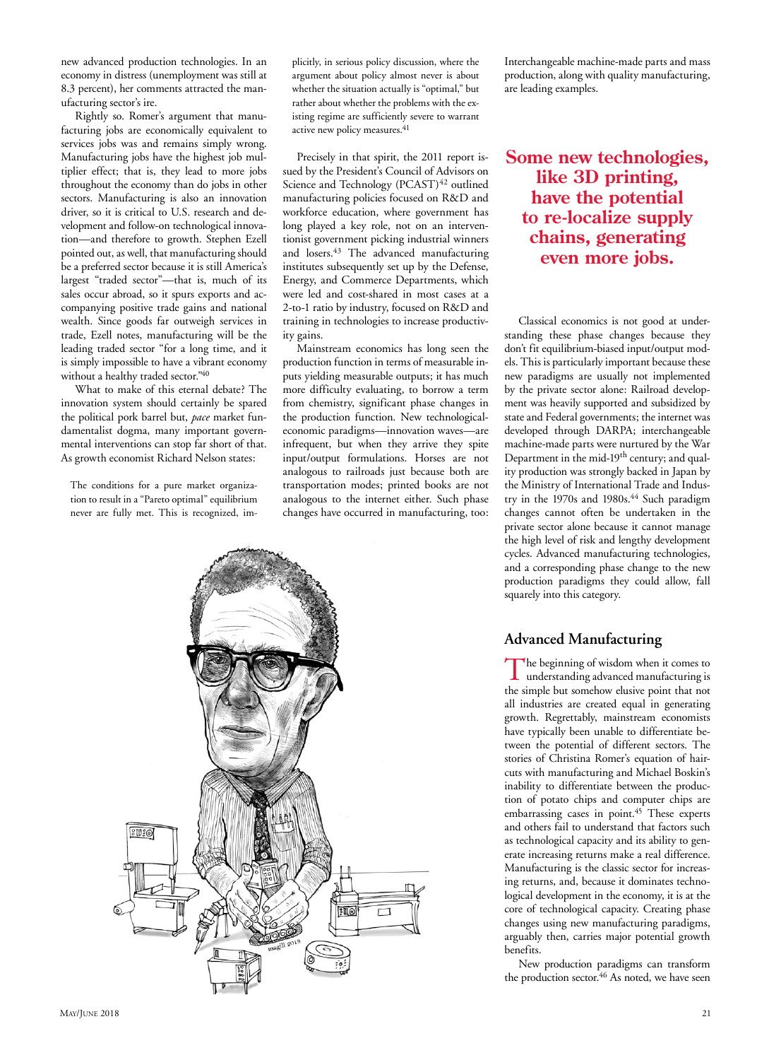new advanced production technologies. In an economy in distress (unemployment was still at 8.3 percent), her comments attracted the manufacturing sector's ire.

Rightly so. Romer's argument that manufacturing jobs are economically equivalent to services jobs was and remains simply wrong. Manufacturing jobs have the highest job multiplier effect; that is, they lead to more jobs throughout the economy than do jobs in other sectors. Manufacturing is also an innovation driver, so it is critical to U.S. research and development and follow-on technological innovation—and therefore to growth. Stephen Ezell pointed out, as well, that manufacturing should be a preferred sector because it is still America's largest "traded sector"—that is, much of its sales occur abroad, so it spurs exports and accompanying positive trade gains and national wealth. Since goods far outweigh services in trade, Ezell notes, manufacturing will be the leading traded sector "for a long time, and it is simply impossible to have a vibrant economy without a healthy traded sector."[40]

What to make of this eternal debate? The innovation system should certainly be spared the political pork barrel but, *pace* market fundamentalist dogma, many important governmental interventions can stop far short of that. As growth economist Richard Nelson states:

> The conditions for a pure market organization to result in a "Pareto optimal" equilibrium never are fully met. This is recognized, implicitly, in serious policy discussion, where the argument about policy almost never is about whether the situation actually is "optimal," but rather about whether the problems with the existing regime are sufficiently severe to warrant active new policy measures.[41]

Precisely in that spirit, the 2011 report issued by the President's Council of Advisors on Science and Technology (PCAST)[42] outlined manufacturing policies focused on R&D and workforce education, where government has long played a key role, not on an interventionist government picking industrial winners and losers.[43] The advanced manufacturing institutes subsequently set up by the Defense, Energy, and Commerce Departments, which were led and cost-shared in most cases at a 2-to-1 ratio by industry, focused on R&D and training in technologies to increase productivity gains.

Mainstream economics has long seen the production function in terms of measurable inputs yielding measurable outputs; it has much more difficulty evaluating, to borrow a term from chemistry, significant phase changes in the production function. New technological-economic paradigms—innovation waves—are infrequent, but when they arrive they spite input/output formulations. Horses are not analogous to railroads just because both are transportation modes; printed books are not analogous to the internet either. Such phase changes have occurred in manufacturing, too: Interchangeable machine-made parts and mass production, along with quality manufacturing, are leading examples.

**Some new technologies, like 3D printing, have the potential to re-localize supply chains, generating even more jobs.**

Classical economics is not good at understanding these phase changes because they don't fit equilibrium-biased input/output models. This is particularly important because these new paradigms are usually not implemented by the private sector alone: Railroad development was heavily supported and subsidized by state and Federal governments; the internet was developed through DARPA; interchangeable machine-made parts were nurtured by the War Department in the mid-19th century; and quality production was strongly backed in Japan by the Ministry of International Trade and Industry in the 1970s and 1980s.[44] Such paradigm changes cannot often be undertaken in the private sector alone because it cannot manage the high level of risk and lengthy development cycles. Advanced manufacturing technologies, and a corresponding phase change to the new production paradigms they could allow, fall squarely into this category.

## Advanced Manufacturing

The beginning of wisdom when it comes to understanding advanced manufacturing is the simple but somehow elusive point that not all industries are created equal in generating growth. Regrettably, mainstream economists have typically been unable to differentiate between the potential of different sectors. The stories of Christina Romer's equation of haircuts with manufacturing and Michael Boskin's inability to differentiate between the production of potato chips and computer chips are embarrassing cases in point.[45] These experts and others fail to understand that factors such as technological capacity and its ability to generate increasing returns make a real difference. Manufacturing is the classic sector for increasing returns, and, because it dominates technological development in the economy, it is at the core of technological capacity. Creating phase changes using new manufacturing paradigms, arguably then, carries major potential growth benefits.

New production paradigms can transform the production sector.[46] As noted, we have seen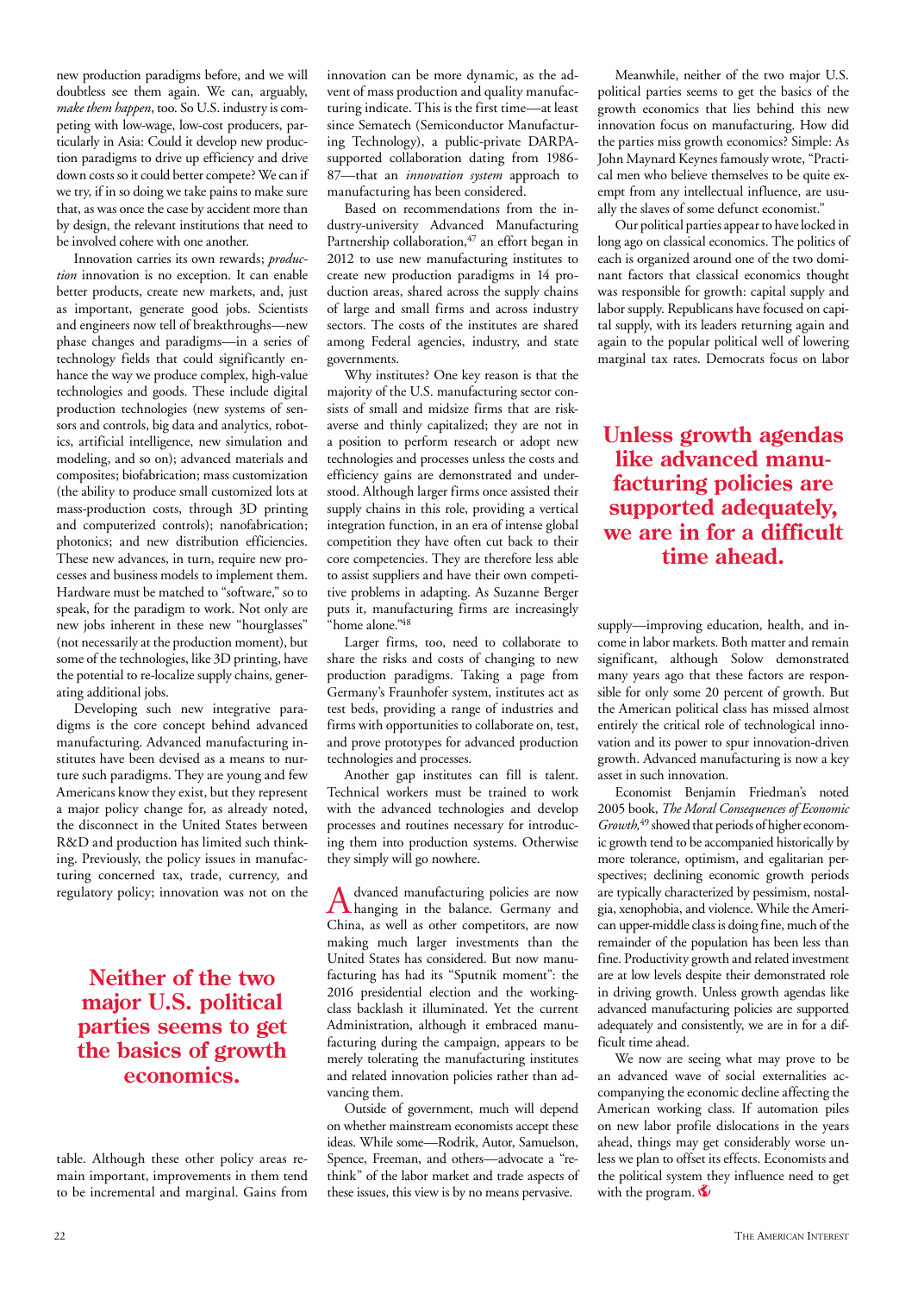new production paradigms before, and we will doubtless see them again. We can, arguably, *make them happen*, too. So U.S. industry is competing with low-wage, low-cost producers, particularly in Asia: Could it develop new production paradigms to drive up efficiency and drive down costs so it could better compete? We can if we try, if in so doing we take pains to make sure that, as was once the case by accident more than by design, the relevant institutions that need to be involved cohere with one another.

Innovation carries its own rewards; *production* innovation is no exception. It can enable better products, create new markets, and, just as important, generate good jobs. Scientists and engineers now tell of breakthroughs—new phase changes and paradigms—in a series of technology fields that could significantly enhance the way we produce complex, high-value technologies and goods. These include digital production technologies (new systems of sensors and controls, big data and analytics, robotics, artificial intelligence, new simulation and modeling, and so on); advanced materials and composites; biofabrication; mass customization (the ability to produce small customized lots at mass-production costs, through 3D printing and computerized controls); nanofabrication; photonics; and new distribution efficiencies. These new advances, in turn, require new processes and business models to implement them. Hardware must be matched to "software," so to speak, for the paradigm to work. Not only are new jobs inherent in these new "hourglasses" (not necessarily at the production moment), but some of the technologies, like 3D printing, have the potential to re-localize supply chains, generating additional jobs.

Developing such new integrative paradigms is the core concept behind advanced manufacturing. Advanced manufacturing institutes have been devised as a means to nurture such paradigms. They are young and few Americans know they exist, but they represent a major policy change for, as already noted, the disconnect in the United States between R&D and production has limited such thinking. Previously, the policy issues in manufacturing concerned tax, trade, currency, and regulatory policy; innovation was not on the table. Although these other policy areas remain important, improvements in them tend to be incremental and marginal. Gains from innovation can be more dynamic, as the advent of mass production and quality manufacturing indicate. This is the first time—at least since Sematech (Semiconductor Manufacturing Technology), a public-private DARPA-supported collaboration dating from 1986-87—that an *innovation system* approach to manufacturing has been considered.

> **Neither of the two major U.S. political parties seems to get the basics of growth economics.**

Based on recommendations from the industry-university Advanced Manufacturing Partnership collaboration,[47] an effort began in 2012 to use new manufacturing institutes to create new production paradigms in 14 production areas, shared across the supply chains of large and small firms and across industry sectors. The costs of the institutes are shared among Federal agencies, industry, and state governments.

Why institutes? One key reason is that the majority of the U.S. manufacturing sector consists of small and midsize firms that are risk-averse and thinly capitalized; they are not in a position to perform research or adopt new technologies and processes unless the costs and efficiency gains are demonstrated and understood. Although larger firms once assisted their supply chains in this role, providing a vertical integration function, in an era of intense global competition they have often cut back to their core competencies. They are therefore less able to assist suppliers and have their own competitive problems in adapting. As Suzanne Berger puts it, manufacturing firms are increasingly "home alone."[48]

Larger firms, too, need to collaborate to share the risks and costs of changing to new production paradigms. Taking a page from Germany's Fraunhofer system, institutes act as test beds, providing a range of industries and firms with opportunities to collaborate on, test, and prove prototypes for advanced production technologies and processes.

Another gap institutes can fill is talent. Technical workers must be trained to work with the advanced technologies and develop processes and routines necessary for introducing them into production systems. Otherwise they simply will go nowhere.

Advanced manufacturing policies are now hanging in the balance. Germany and China, as well as other competitors, are now making much larger investments than the United States has considered. But now manufacturing has had its "Sputnik moment": the 2016 presidential election and the working-class backlash it illuminated. Yet the current Administration, although it embraced manufacturing during the campaign, appears to be merely tolerating the manufacturing institutes and related innovation policies rather than advancing them.

Outside of government, much will depend on whether mainstream economists accept these ideas. While some—Rodrik, Autor, Samuelson, Spence, Freeman, and others—advocate a "rethink" of the labor market and trade aspects of these issues, this view is by no means pervasive.

Meanwhile, neither of the two major U.S. political parties seems to get the basics of the growth economics that lies behind this new innovation focus on manufacturing. How did the parties miss growth economics? Simple: As John Maynard Keynes famously wrote, "Practical men who believe themselves to be quite exempt from any intellectual influence, are usually the slaves of some defunct economist."

Our political parties appear to have locked in long ago on classical economics. The politics of each is organized around one of the two dominant factors that classical economics thought was responsible for growth: capital supply and labor supply. Republicans have focused on capital supply, with its leaders returning again and again to the popular political well of lowering marginal tax rates. Democrats focus on labor supply—improving education, health, and income in labor markets. Both matter and remain significant, although Solow demonstrated many years ago that these factors are responsible for only some 20 percent of growth. But the American political class has missed almost entirely the critical role of technological innovation and its power to spur innovation-driven growth. Advanced manufacturing is now a key asset in such innovation.

> **Unless growth agendas like advanced manufacturing policies are supported adequately, we are in for a difficult time ahead.**

Economist Benjamin Friedman's noted 2005 book, *The Moral Consequences of Economic Growth*,[49] showed that periods of higher economic growth tend to be accompanied historically by more tolerance, optimism, and egalitarian perspectives; declining economic growth periods are typically characterized by pessimism, nostalgia, xenophobia, and violence. While the American upper-middle class is doing fine, much of the remainder of the population has been less than fine. Productivity growth and related investment are at low levels despite their demonstrated role in driving growth. Unless growth agendas like advanced manufacturing policies are supported adequately and consistently, we are in for a difficult time ahead.

We now are seeing what may prove to be an advanced wave of social externalities accompanying the economic decline affecting the American working class. If automation piles on new labor profile dislocations in the years ahead, things may get considerably worse unless we plan to offset its effects. Economists and the political system they influence need to get with the program.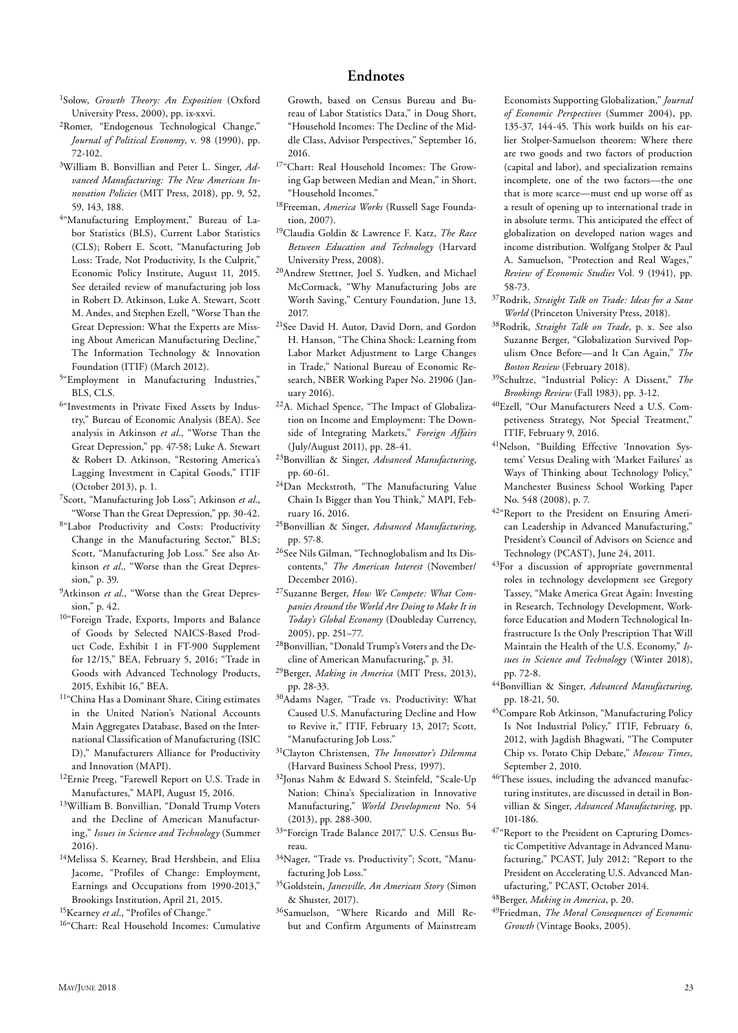## Endnotes

[1]Solow, *Growth Theory: An Exposition* (Oxford University Press, 2000), pp. ix-xxvi.

[2]Romer, "Endogenous Technological Change," *Journal of Political Economy*, v. 98 (1990), pp. 72-102.

[3]William B. Bonvillian and Peter L. Singer, *Advanced Manufacturing: The New American Innovation Policies* (MIT Press, 2018), pp. 9, 52, 59, 143, 188.

[4]"Manufacturing Employment," Bureau of Labor Statistics (BLS), Current Labor Statistics (CLS); Robert E. Scott, "Manufacturing Job Loss: Trade, Not Productivity, Is the Culprit," Economic Policy Institute, August 11, 2015. See detailed review of manufacturing job loss in Robert D. Atkinson, Luke A. Stewart, Scott M. Andes, and Stephen Ezell, "Worse Than the Great Depression: What the Experts are Missing About American Manufacturing Decline," The Information Technology & Innovation Foundation (ITIF) (March 2012).

[5]"Employment in Manufacturing Industries," BLS, CLS.

[6]"Investments in Private Fixed Assets by Industry," Bureau of Economic Analysis (BEA). See analysis in Atkinson *et al*., "Worse Than the Great Depression," pp. 47-58; Luke A. Stewart & Robert D. Atkinson, "Restoring America's Lagging Investment in Capital Goods," ITIF (October 2013), p. 1.

[7]Scott, "Manufacturing Job Loss"; Atkinson *et al*., "Worse Than the Great Depression," pp. 30-42.

[8]"Labor Productivity and Costs: Productivity Change in the Manufacturing Sector," BLS; Scott, "Manufacturing Job Loss." See also Atkinson *et al*., "Worse than the Great Depression," p. 39.

[9]Atkinson *et al*., "Worse than the Great Depression," p. 42.

[10]"Foreign Trade, Exports, Imports and Balance of Goods by Selected NAICS-Based Product Code, Exhibit 1 in FT-900 Supplement for 12/15," BEA, February 5, 2016; "Trade in Goods with Advanced Technology Products, 2015, Exhibit 16," BEA.

[11]"China Has a Dominant Share, Citing estimates in the United Nation's National Accounts Main Aggregates Database, Based on the International Classification of Manufacturing (ISIC D)," Manufacturers Alliance for Productivity and Innovation (MAPI).

[12]Ernie Preeg, "Farewell Report on U.S. Trade in Manufactures," MAPI, August 15, 2016.

[13]William B. Bonvillian, "Donald Trump Voters and the Decline of American Manufacturing," *Issues in Science and Technology* (Summer 2016).

[14]Melissa S. Kearney, Brad Hershbein, and Elisa Jacome, "Profiles of Change: Employment, Earnings and Occupations from 1990-2013," Brookings Institution, April 21, 2015.

[15]Kearney *et al*., "Profiles of Change."

[16]"Chart: Real Household Incomes: Cumulative Growth, based on Census Bureau and Bureau of Labor Statistics Data," in Doug Short, "Household Incomes: The Decline of the Middle Class, Advisor Perspectives," September 16, 2016.

[17]"Chart: Real Household Incomes: The Growing Gap between Median and Mean," in Short, "Household Incomes."

[18]Freeman, *America Works* (Russell Sage Foundation, 2007).

[19]Claudia Goldin & Lawrence F. Katz, *The Race Between Education and Technology* (Harvard University Press, 2008).

[20]Andrew Stettner, Joel S. Yudken, and Michael McCormack, "Why Manufacturing Jobs are Worth Saving," Century Foundation, June 13, 2017.

[21]See David H. Autor, David Dorn, and Gordon H. Hanson, "The China Shock: Learning from Labor Market Adjustment to Large Changes in Trade," National Bureau of Economic Research, NBER Working Paper No. 21906 (January 2016).

[22]A. Michael Spence, "The Impact of Globalization on Income and Employment: The Downside of Integrating Markets," *Foreign Affairs* (July/August 2011), pp. 28-41.

[23]Bonvillian & Singer, *Advanced Manufacturing*, pp. 60-61.

[24]Dan Meckstroth, "The Manufacturing Value Chain Is Bigger than You Think," MAPI, February 16, 2016.

[25]Bonvillian & Singer, *Advanced Manufacturing*, pp. 57-8.

[26]See Nils Gilman, "Technoglobalism and Its Discontents," *The American Interest* (November/December 2016).

[27]Suzanne Berger, *How We Compete: What Companies Around the World Are Doing to Make It in Today's Global Economy* (Doubleday Currency, 2005), pp. 251–77.

[28]Bonvillian, "Donald Trump's Voters and the Decline of American Manufacturing," p. 31.

[29]Berger, *Making in America* (MIT Press, 2013), pp. 28-33.

[30]Adams Nager, "Trade vs. Productivity: What Caused U.S. Manufacturing Decline and How to Revive it," ITIF, February 13, 2017; Scott, "Manufacturing Job Loss."

[31]Clayton Christensen, *The Innovator's Dilemma* (Harvard Business School Press, 1997).

[32]Jonas Nahm & Edward S. Steinfeld, "Scale-Up Nation: China's Specialization in Innovative Manufacturing," *World Development* No. 54 (2013), pp. 288-300.

[33]"Foreign Trade Balance 2017," U.S. Census Bureau.

[34]Nager, "Trade vs. Productivity"; Scott, "Manufacturing Job Loss."

[35]Goldstein, *Janesville, An American Story* (Simon & Shuster, 2017).

[36]Samuelson, "Where Ricardo and Mill Rebut and Confirm Arguments of Mainstream Economists Supporting Globalization," *Journal of Economic Perspectives* (Summer 2004), pp. 135-37, 144-45. This work builds on his earlier Stolper-Samuelson theorem: Where there are two goods and two factors of production (capital and labor), and specialization remains incomplete, one of the two factors—the one that is more scarce—must end up worse off as a result of opening up to international trade in in absolute terms. This anticipated the effect of globalization on developed nation wages and income distribution. Wolfgang Stolper & Paul A. Samuelson, "Protection and Real Wages," *Review of Economic Studies* Vol. 9 (1941), pp. 58-73.

[37]Rodrik, *Straight Talk on Trade: Ideas for a Sane World* (Princeton University Press, 2018).

[38]Rodrik, *Straight Talk on Trade*, p. x. See also Suzanne Berger, "Globalization Survived Populism Once Before—and It Can Again," *The Boston Review* (February 2018).

[39]Schultze, "Industrial Policy: A Dissent," *The Brookings Review* (Fall 1983), pp. 3-12.

[40]Ezell, "Our Manufacturers Need a U.S. Competiveness Strategy, Not Special Treatment," ITIF, February 9, 2016.

[41]Nelson, "Building Effective 'Innovation Systems' Versus Dealing with 'Market Failures' as Ways of Thinking about Technology Policy," Manchester Business School Working Paper No. 548 (2008), p. 7.

[42]"Report to the President on Ensuring American Leadership in Advanced Manufacturing," President's Council of Advisors on Science and Technology (PCAST), June 24, 2011.

[43]For a discussion of appropriate governmental roles in technology development see Gregory Tassey, "Make America Great Again: Investing in Research, Technology Development, Workforce Education and Modern Technological Infrastructure Is the Only Prescription That Will Maintain the Health of the U.S. Economy," *Issues in Science and Technology* (Winter 2018), pp. 72-8.

[44]Bonvillian & Singer, *Advanced Manufacturing*, pp. 18-21, 50.

[45]Compare Rob Atkinson, "Manufacturing Policy Is Not Industrial Policy," ITIF, February 6, 2012, with Jagdish Bhagwati, "The Computer Chip vs. Potato Chip Debate," *Moscow Times*, September 2, 2010.

[46]These issues, including the advanced manufacturing institutes, are discussed in detail in Bonvillian & Singer, *Advanced Manufacturing*, pp. 101-186.

[47]"Report to the President on Capturing Domestic Competitive Advantage in Advanced Manufacturing," PCAST, July 2012; "Report to the President on Accelerating U.S. Advanced Manufacturing," PCAST, October 2014.

[48]Berger, *Making in America*, p. 20.

[49]Friedman, *The Moral Consequences of Economic Growth* (Vintage Books, 2005).